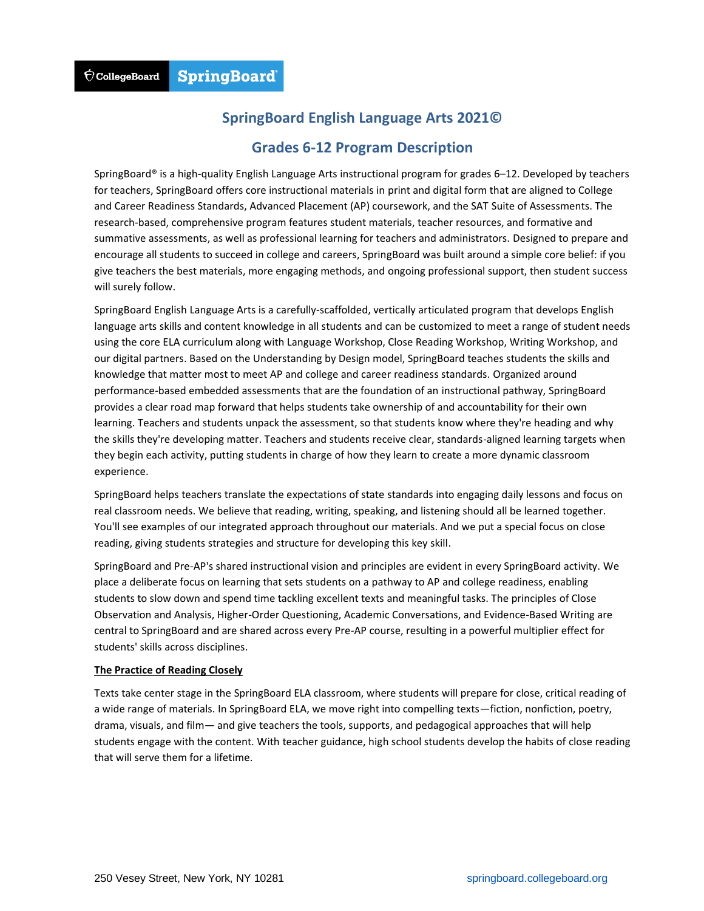CollegeBoard SpringBoard

# SpringBoard English Language Arts 2021©

## Grades 6-12 Program Description

SpringBoard® is a high-quality English Language Arts instructional program for grades 6–12. Developed by teachers for teachers, SpringBoard offers core instructional materials in print and digital form that are aligned to College and Career Readiness Standards, Advanced Placement (AP) coursework, and the SAT Suite of Assessments. The research-based, comprehensive program features student materials, teacher resources, and formative and summative assessments, as well as professional learning for teachers and administrators. Designed to prepare and encourage all students to succeed in college and careers, SpringBoard was built around a simple core belief: if you give teachers the best materials, more engaging methods, and ongoing professional support, then student success will surely follow.

SpringBoard English Language Arts is a carefully-scaffolded, vertically articulated program that develops English language arts skills and content knowledge in all students and can be customized to meet a range of student needs using the core ELA curriculum along with Language Workshop, Close Reading Workshop, Writing Workshop, and our digital partners. Based on the Understanding by Design model, SpringBoard teaches students the skills and knowledge that matter most to meet AP and college and career readiness standards. Organized around performance-based embedded assessments that are the foundation of an instructional pathway, SpringBoard provides a clear road map forward that helps students take ownership of and accountability for their own learning. Teachers and students unpack the assessment, so that students know where they're heading and why the skills they're developing matter. Teachers and students receive clear, standards-aligned learning targets when they begin each activity, putting students in charge of how they learn to create a more dynamic classroom experience.

SpringBoard helps teachers translate the expectations of state standards into engaging daily lessons and focus on real classroom needs. We believe that reading, writing, speaking, and listening should all be learned together. You'll see examples of our integrated approach throughout our materials. And we put a special focus on close reading, giving students strategies and structure for developing this key skill.

SpringBoard and Pre-AP's shared instructional vision and principles are evident in every SpringBoard activity. We place a deliberate focus on learning that sets students on a pathway to AP and college readiness, enabling students to slow down and spend time tackling excellent texts and meaningful tasks. The principles of Close Observation and Analysis, Higher-Order Questioning, Academic Conversations, and Evidence-Based Writing are central to SpringBoard and are shared across every Pre-AP course, resulting in a powerful multiplier effect for students' skills across disciplines.

### The Practice of Reading Closely

Texts take center stage in the SpringBoard ELA classroom, where students will prepare for close, critical reading of a wide range of materials. In SpringBoard ELA, we move right into compelling texts—fiction, nonfiction, poetry, drama, visuals, and film— and give teachers the tools, supports, and pedagogical approaches that will help students engage with the content. With teacher guidance, high school students develop the habits of close reading that will serve them for a lifetime.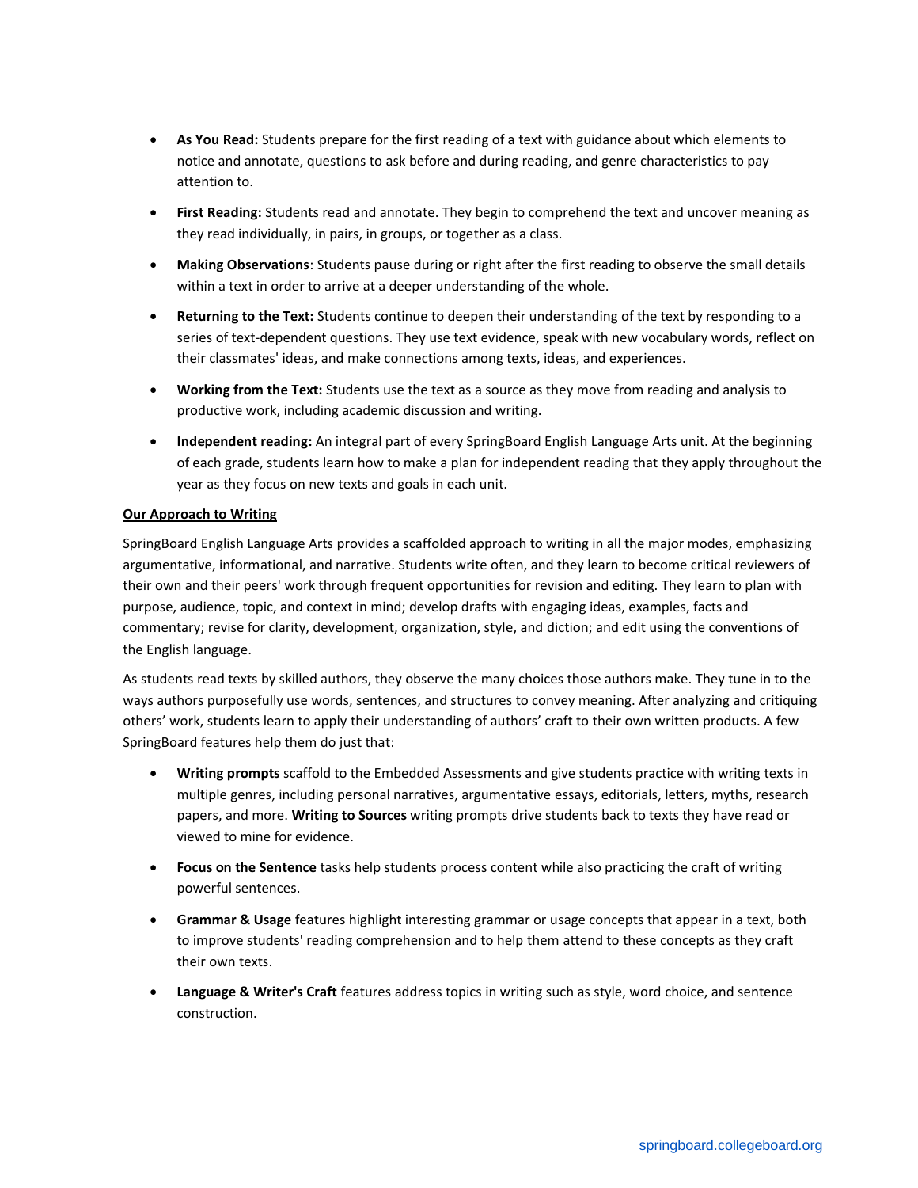- **As You Read:** Students prepare for the first reading of a text with guidance about which elements to notice and annotate, questions to ask before and during reading, and genre characteristics to pay attention to.
- **First Reading:** Students read and annotate. They begin to comprehend the text and uncover meaning as they read individually, in pairs, in groups, or together as a class.
- **Making Observations**: Students pause during or right after the first reading to observe the small details within a text in order to arrive at a deeper understanding of the whole.
- **Returning to the Text:** Students continue to deepen their understanding of the text by responding to a series of text-dependent questions. They use text evidence, speak with new vocabulary words, reflect on their classmates' ideas, and make connections among texts, ideas, and experiences.
- **Working from the Text:** Students use the text as a source as they move from reading and analysis to productive work, including academic discussion and writing.
- **Independent reading:** An integral part of every SpringBoard English Language Arts unit. At the beginning of each grade, students learn how to make a plan for independent reading that they apply throughout the year as they focus on new texts and goals in each unit.

**Our Approach to Writing**

SpringBoard English Language Arts provides a scaffolded approach to writing in all the major modes, emphasizing argumentative, informational, and narrative. Students write often, and they learn to become critical reviewers of their own and their peers' work through frequent opportunities for revision and editing. They learn to plan with purpose, audience, topic, and context in mind; develop drafts with engaging ideas, examples, facts and commentary; revise for clarity, development, organization, style, and diction; and edit using the conventions of the English language.

As students read texts by skilled authors, they observe the many choices those authors make. They tune in to the ways authors purposefully use words, sentences, and structures to convey meaning. After analyzing and critiquing others' work, students learn to apply their understanding of authors' craft to their own written products. A few SpringBoard features help them do just that:

- **Writing prompts** scaffold to the Embedded Assessments and give students practice with writing texts in multiple genres, including personal narratives, argumentative essays, editorials, letters, myths, research papers, and more. **Writing to Sources** writing prompts drive students back to texts they have read or viewed to mine for evidence.
- **Focus on the Sentence** tasks help students process content while also practicing the craft of writing powerful sentences.
- **Grammar & Usage** features highlight interesting grammar or usage concepts that appear in a text, both to improve students' reading comprehension and to help them attend to these concepts as they craft their own texts.
- **Language & Writer's Craft** features address topics in writing such as style, word choice, and sentence construction.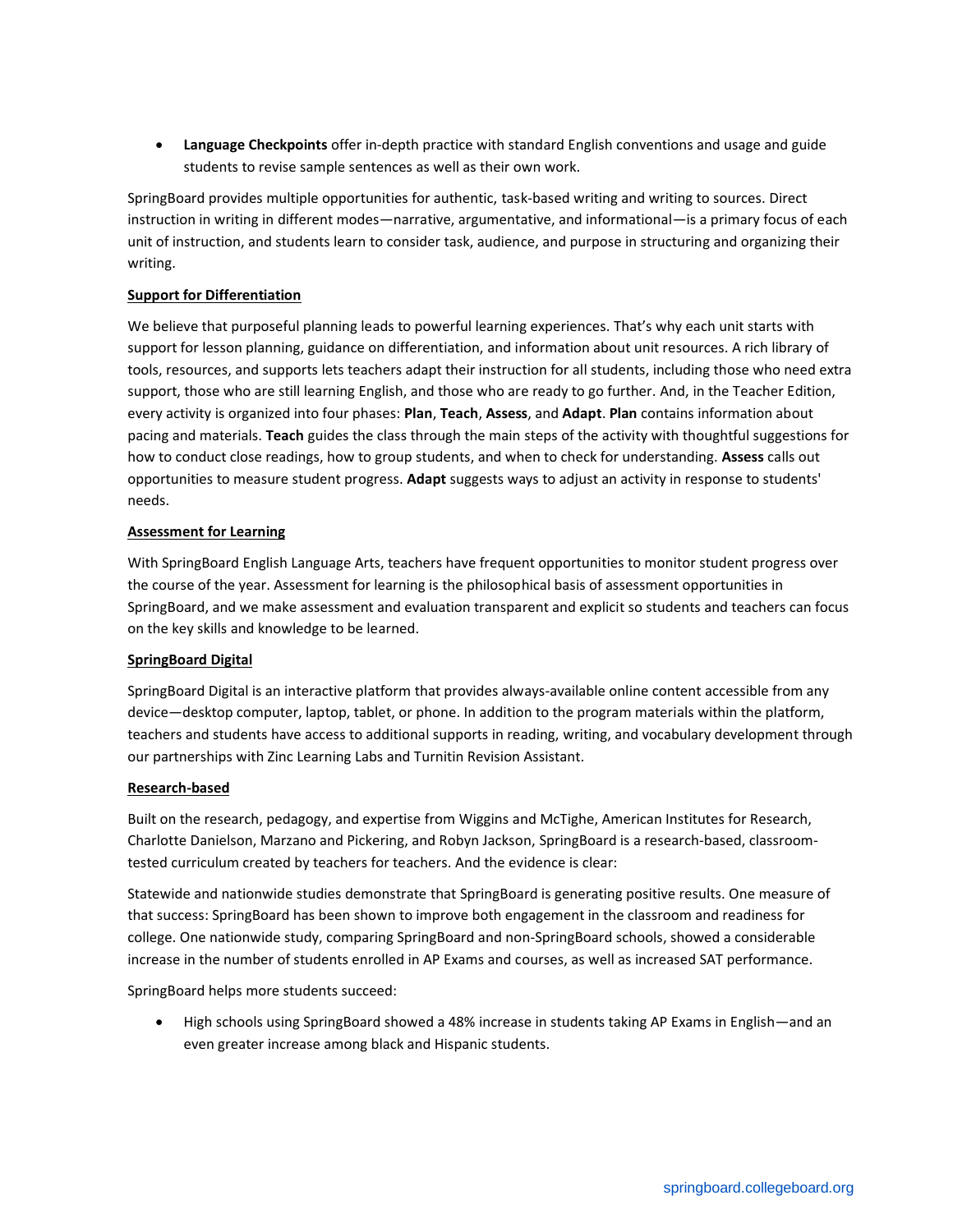- **Language Checkpoints** offer in-depth practice with standard English conventions and usage and guide students to revise sample sentences as well as their own work.

SpringBoard provides multiple opportunities for authentic, task-based writing and writing to sources. Direct instruction in writing in different modes—narrative, argumentative, and informational—is a primary focus of each unit of instruction, and students learn to consider task, audience, and purpose in structuring and organizing their writing.

## Support for Differentiation

We believe that purposeful planning leads to powerful learning experiences. That's why each unit starts with support for lesson planning, guidance on differentiation, and information about unit resources. A rich library of tools, resources, and supports lets teachers adapt their instruction for all students, including those who need extra support, those who are still learning English, and those who are ready to go further. And, in the Teacher Edition, every activity is organized into four phases: **Plan**, **Teach**, **Assess**, and **Adapt**. **Plan** contains information about pacing and materials. **Teach** guides the class through the main steps of the activity with thoughtful suggestions for how to conduct close readings, how to group students, and when to check for understanding. **Assess** calls out opportunities to measure student progress. **Adapt** suggests ways to adjust an activity in response to students' needs.

## Assessment for Learning

With SpringBoard English Language Arts, teachers have frequent opportunities to monitor student progress over the course of the year. Assessment for learning is the philosophical basis of assessment opportunities in SpringBoard, and we make assessment and evaluation transparent and explicit so students and teachers can focus on the key skills and knowledge to be learned.

## SpringBoard Digital

SpringBoard Digital is an interactive platform that provides always-available online content accessible from any device—desktop computer, laptop, tablet, or phone. In addition to the program materials within the platform, teachers and students have access to additional supports in reading, writing, and vocabulary development through our partnerships with Zinc Learning Labs and Turnitin Revision Assistant.

## Research-based

Built on the research, pedagogy, and expertise from Wiggins and McTighe, American Institutes for Research, Charlotte Danielson, Marzano and Pickering, and Robyn Jackson, SpringBoard is a research-based, classroom-tested curriculum created by teachers for teachers. And the evidence is clear:

Statewide and nationwide studies demonstrate that SpringBoard is generating positive results. One measure of that success: SpringBoard has been shown to improve both engagement in the classroom and readiness for college. One nationwide study, comparing SpringBoard and non-SpringBoard schools, showed a considerable increase in the number of students enrolled in AP Exams and courses, as well as increased SAT performance.

SpringBoard helps more students succeed:

- High schools using SpringBoard showed a 48% increase in students taking AP Exams in English—and an even greater increase among black and Hispanic students.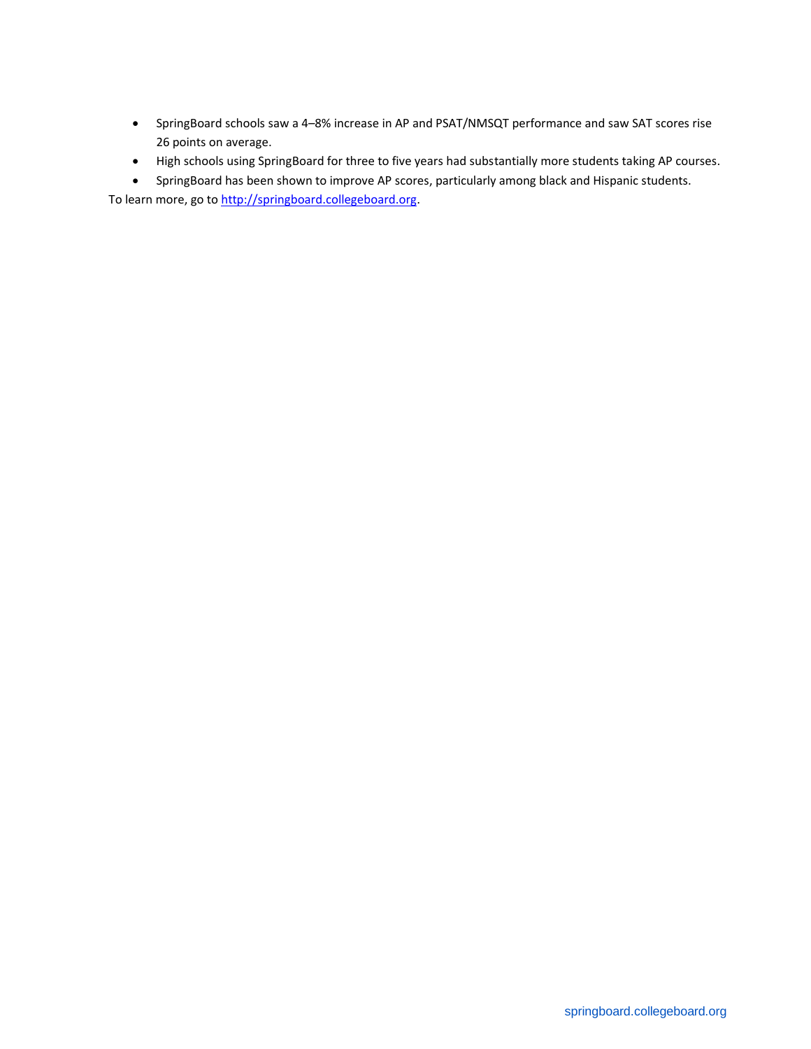- SpringBoard schools saw a 4–8% increase in AP and PSAT/NMSQT performance and saw SAT scores rise 26 points on average.
- High schools using SpringBoard for three to five years had substantially more students taking AP courses.
- SpringBoard has been shown to improve AP scores, particularly among black and Hispanic students.

To learn more, go to [http://springboard.collegeboard.org](http://springboard.collegeboard.org).